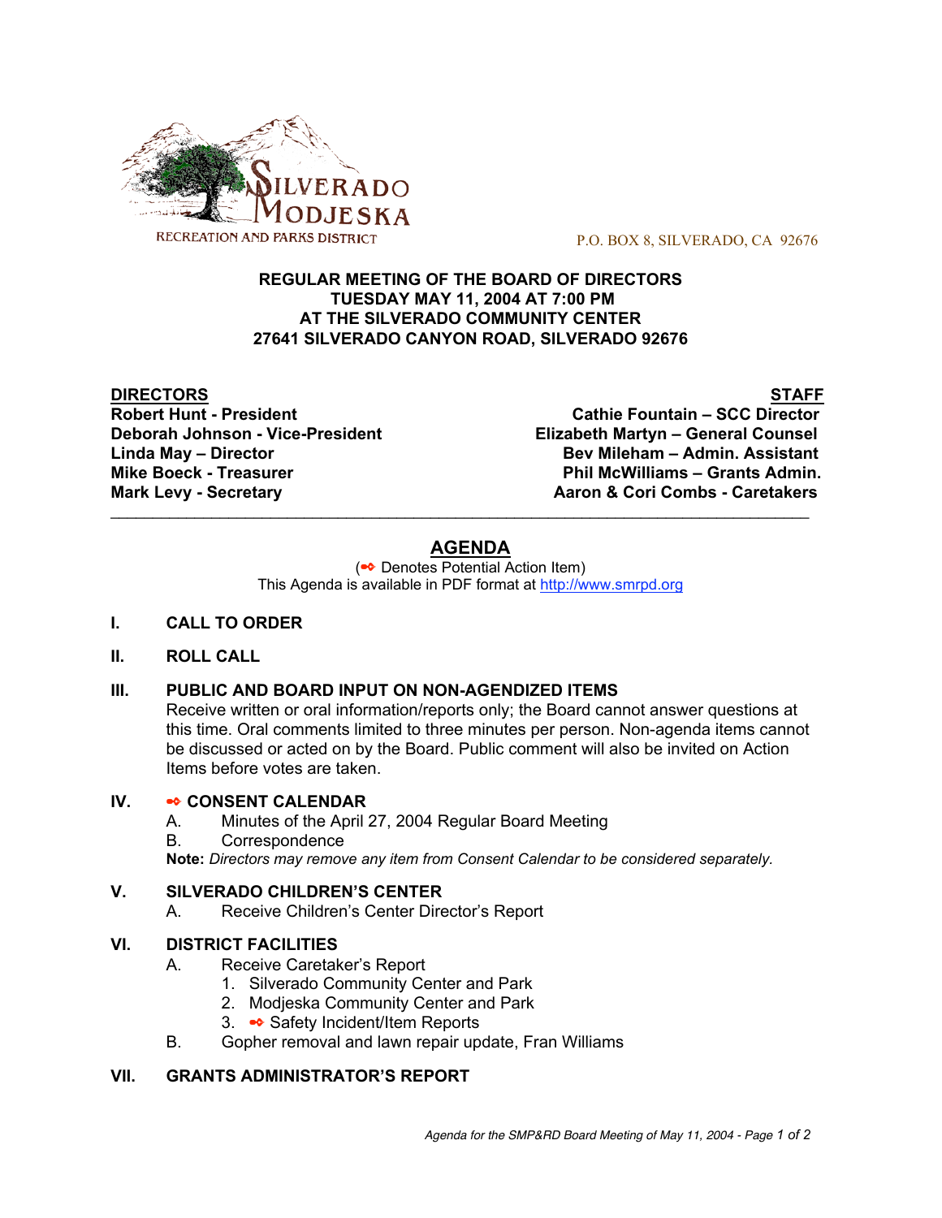SILVERADO MODJESKA
RECREATION AND PARKS DISTRICT

P.O. BOX 8, SILVERADO, CA 92676

**REGULAR MEETING OF THE BOARD OF DIRECTORS**
**TUESDAY MAY 11, 2004 AT 7:00 PM**
**AT THE SILVERADO COMMUNITY CENTER**
**27641 SILVERADO CANYON ROAD, SILVERADO 92676**

| DIRECTORS | STAFF |
|---|---|
| Robert Hunt - President | Cathie Fountain – SCC Director |
| Deborah Johnson - Vice-President | Elizabeth Martyn – General Counsel |
| Linda May – Director | Bev Mileham – Admin. Assistant |
| Mike Boeck - Treasurer | Phil McWilliams – Grants Admin. |
| Mark Levy - Secretary | Aaron & Cori Combs - Caretakers |

---

## AGENDA

(➻ Denotes Potential Action Item)
This Agenda is available in PDF format at http://www.smrpd.org

**I. CALL TO ORDER**

**II. ROLL CALL**

**III. PUBLIC AND BOARD INPUT ON NON-AGENDIZED ITEMS**

Receive written or oral information/reports only; the Board cannot answer questions at this time. Oral comments limited to three minutes per person. Non-agenda items cannot be discussed or acted on by the Board. Public comment will also be invited on Action Items before votes are taken.

**IV. ➻ CONSENT CALENDAR**

A. Minutes of the April 27, 2004 Regular Board Meeting
B. Correspondence

**Note:** *Directors may remove any item from Consent Calendar to be considered separately.*

**V. SILVERADO CHILDREN'S CENTER**

A. Receive Children's Center Director's Report

**VI. DISTRICT FACILITIES**

A. Receive Caretaker's Report
   1. Silverado Community Center and Park
   2. Modjeska Community Center and Park
   3. ➻ Safety Incident/Item Reports
B. Gopher removal and lawn repair update, Fran Williams

**VII. GRANTS ADMINISTRATOR'S REPORT**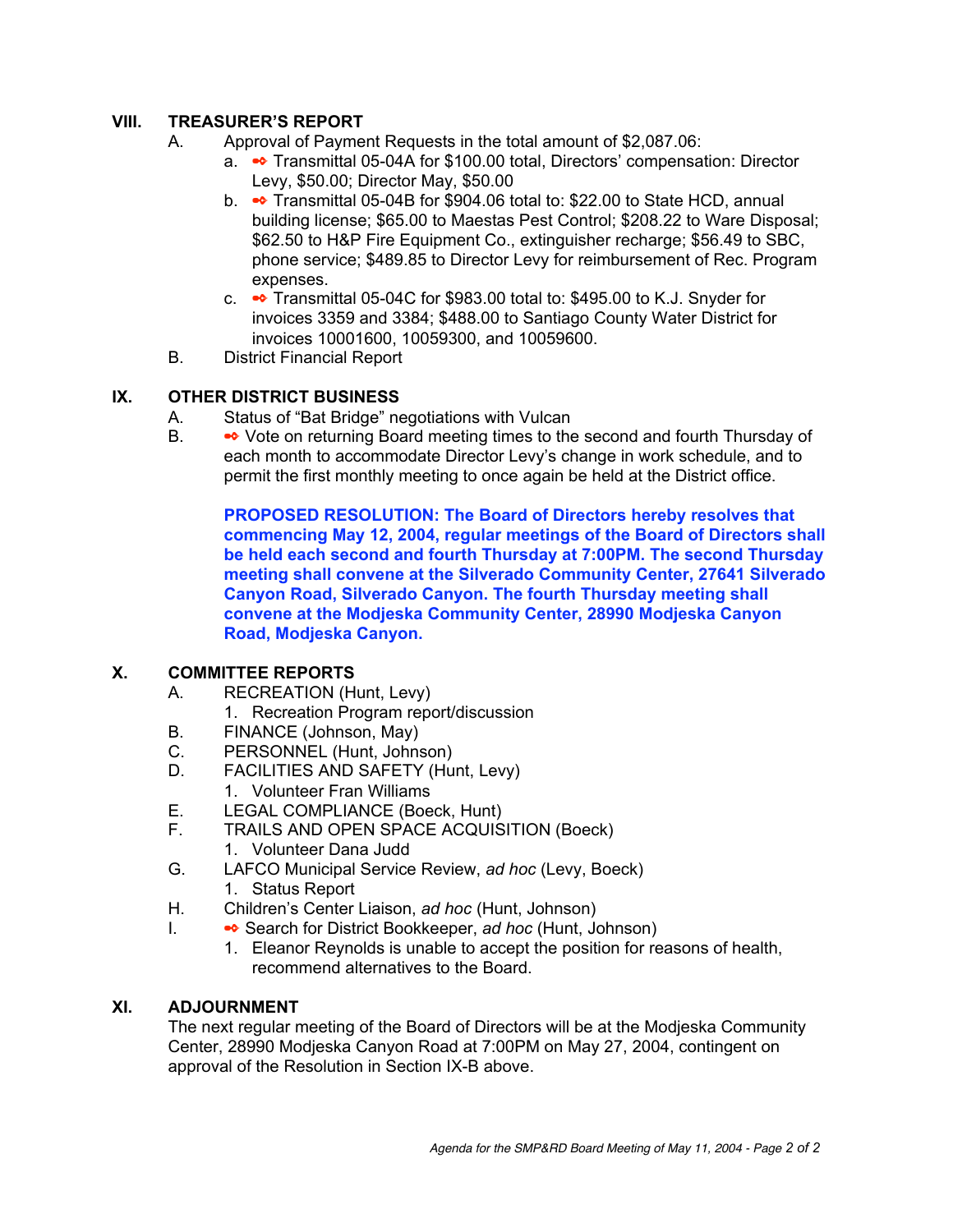## VIII. TREASURER'S REPORT

A. Approval of Payment Requests in the total amount of $2,087.06:

  a. ➾ Transmittal 05-04A for $100.00 total, Directors' compensation: Director Levy, $50.00; Director May, $50.00

  b. ➾ Transmittal 05-04B for $904.06 total to: $22.00 to State HCD, annual building license; $65.00 to Maestas Pest Control; $208.22 to Ware Disposal; $62.50 to H&P Fire Equipment Co., extinguisher recharge; $56.49 to SBC, phone service; $489.85 to Director Levy for reimbursement of Rec. Program expenses.

  c. ➾ Transmittal 05-04C for $983.00 total to: $495.00 to K.J. Snyder for invoices 3359 and 3384; $488.00 to Santiago County Water District for invoices 10001600, 10059300, and 10059600.

B. District Financial Report

## IX. OTHER DISTRICT BUSINESS

A. Status of "Bat Bridge" negotiations with Vulcan

B. ➾ Vote on returning Board meeting times to the second and fourth Thursday of each month to accommodate Director Levy's change in work schedule, and to permit the first monthly meeting to once again be held at the District office.

**PROPOSED RESOLUTION: The Board of Directors hereby resolves that commencing May 12, 2004, regular meetings of the Board of Directors shall be held each second and fourth Thursday at 7:00PM. The second Thursday meeting shall convene at the Silverado Community Center, 27641 Silverado Canyon Road, Silverado Canyon. The fourth Thursday meeting shall convene at the Modjeska Community Center, 28990 Modjeska Canyon Road, Modjeska Canyon.**

## X. COMMITTEE REPORTS

A. RECREATION (Hunt, Levy)
  1. Recreation Program report/discussion

B. FINANCE (Johnson, May)

C. PERSONNEL (Hunt, Johnson)

D. FACILITIES AND SAFETY (Hunt, Levy)
  1. Volunteer Fran Williams

E. LEGAL COMPLIANCE (Boeck, Hunt)

F. TRAILS AND OPEN SPACE ACQUISITION (Boeck)
  1. Volunteer Dana Judd

G. LAFCO Municipal Service Review, *ad hoc* (Levy, Boeck)
  1. Status Report

H. Children's Center Liaison, *ad hoc* (Hunt, Johnson)

I. ➾ Search for District Bookkeeper, *ad hoc* (Hunt, Johnson)
  1. Eleanor Reynolds is unable to accept the position for reasons of health, recommend alternatives to the Board.

## XI. ADJOURNMENT

The next regular meeting of the Board of Directors will be at the Modjeska Community Center, 28990 Modjeska Canyon Road at 7:00PM on May 27, 2004, contingent on approval of the Resolution in Section IX-B above.